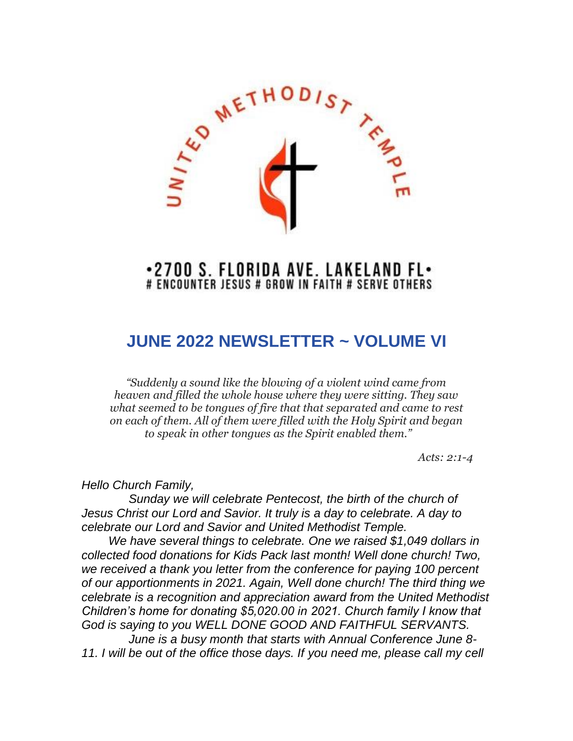UNITED METHODIST TEMPLE

•2700 S. FLORIDA AVE. LAKELAND FL•
# ENCOUNTER JESUS # GROW IN FAITH # SERVE OTHERS

# JUNE 2022 NEWSLETTER ~ VOLUME VI

*"Suddenly a sound like the blowing of a violent wind came from heaven and filled the whole house where they were sitting. They saw what seemed to be tongues of fire that that separated and came to rest on each of them. All of them were filled with the Holy Spirit and began to speak in other tongues as the Spirit enabled them."*

*Acts: 2:1-4*

*Hello Church Family,*

*Sunday we will celebrate Pentecost, the birth of the church of Jesus Christ our Lord and Savior. It truly is a day to celebrate. A day to celebrate our Lord and Savior and United Methodist Temple.*

*We have several things to celebrate. One we raised $1,049 dollars in collected food donations for Kids Pack last month! Well done church! Two, we received a thank you letter from the conference for paying 100 percent of our apportionments in 2021. Again, Well done church! The third thing we celebrate is a recognition and appreciation award from the United Methodist Children's home for donating $5,020.00 in 2021. Church family I know that God is saying to you WELL DONE GOOD AND FAITHFUL SERVANTS.*

*June is a busy month that starts with Annual Conference June 8-11. I will be out of the office those days. If you need me, please call my cell*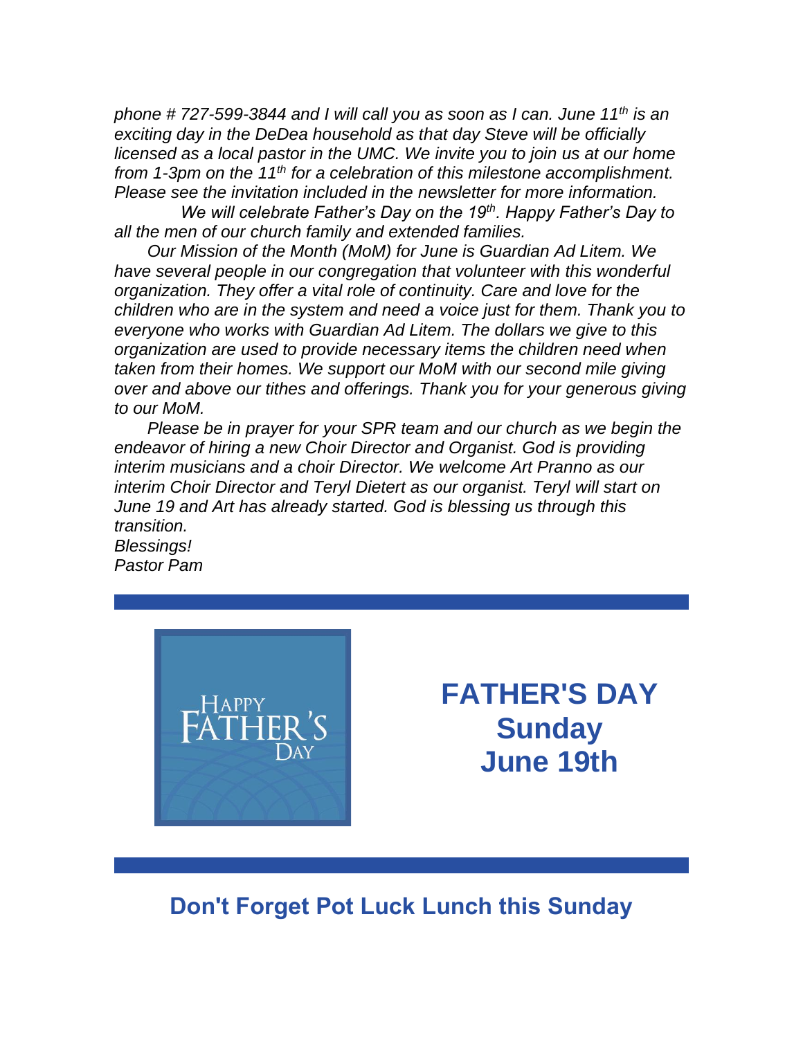*phone # 727-599-3844 and I will call you as soon as I can. June 11th is an exciting day in the DeDea household as that day Steve will be officially licensed as a local pastor in the UMC. We invite you to join us at our home from 1-3pm on the 11th for a celebration of this milestone accomplishment. Please see the invitation included in the newsletter for more information.*

*We will celebrate Father's Day on the 19th. Happy Father's Day to all the men of our church family and extended families.*

*Our Mission of the Month (MoM) for June is Guardian Ad Litem. We have several people in our congregation that volunteer with this wonderful organization. They offer a vital role of continuity. Care and love for the children who are in the system and need a voice just for them. Thank you to everyone who works with Guardian Ad Litem. The dollars we give to this organization are used to provide necessary items the children need when taken from their homes. We support our MoM with our second mile giving over and above our tithes and offerings. Thank you for your generous giving to our MoM.*

*Please be in prayer for your SPR team and our church as we begin the endeavor of hiring a new Choir Director and Organist. God is providing interim musicians and a choir Director. We welcome Art Pranno as our interim Choir Director and Teryl Dietert as our organist. Teryl will start on June 19 and Art has already started. God is blessing us through this transition.*

*Blessings!*
*Pastor Pam*

---

HAPPY FATHER'S DAY

## FATHER'S DAY
## Sunday
## June 19th

---

## Don't Forget Pot Luck Lunch this Sunday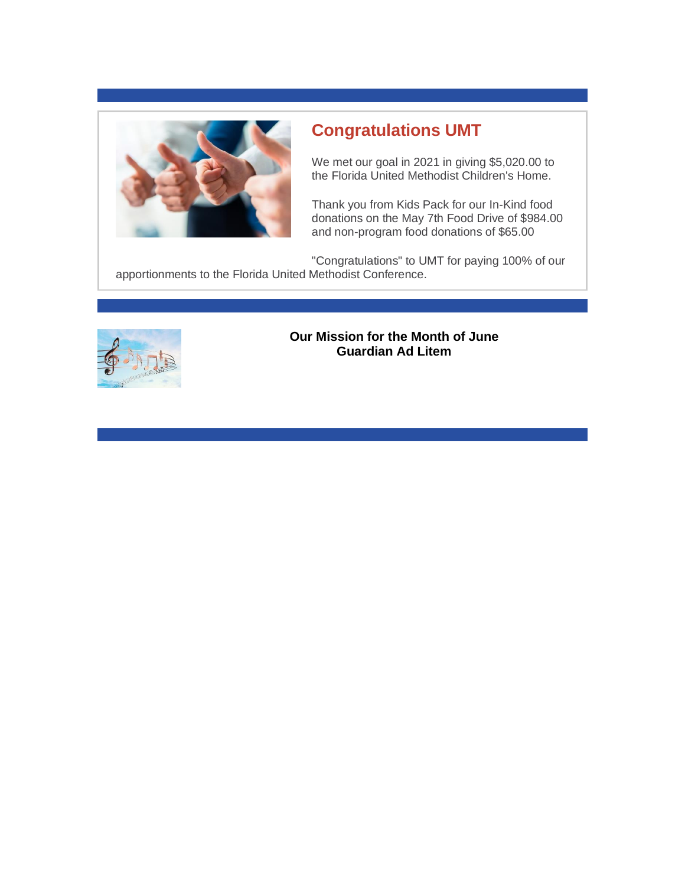## Congratulations UMT

We met our goal in 2021 in giving $5,020.00 to the Florida United Methodist Children's Home.

Thank you from Kids Pack for our In-Kind food donations on the May 7th Food Drive of $984.00 and non-program food donations of $65.00

"Congratulations" to UMT for paying 100% of our apportionments to the Florida United Methodist Conference.

**Our Mission for the Month of June**
**Guardian Ad Litem**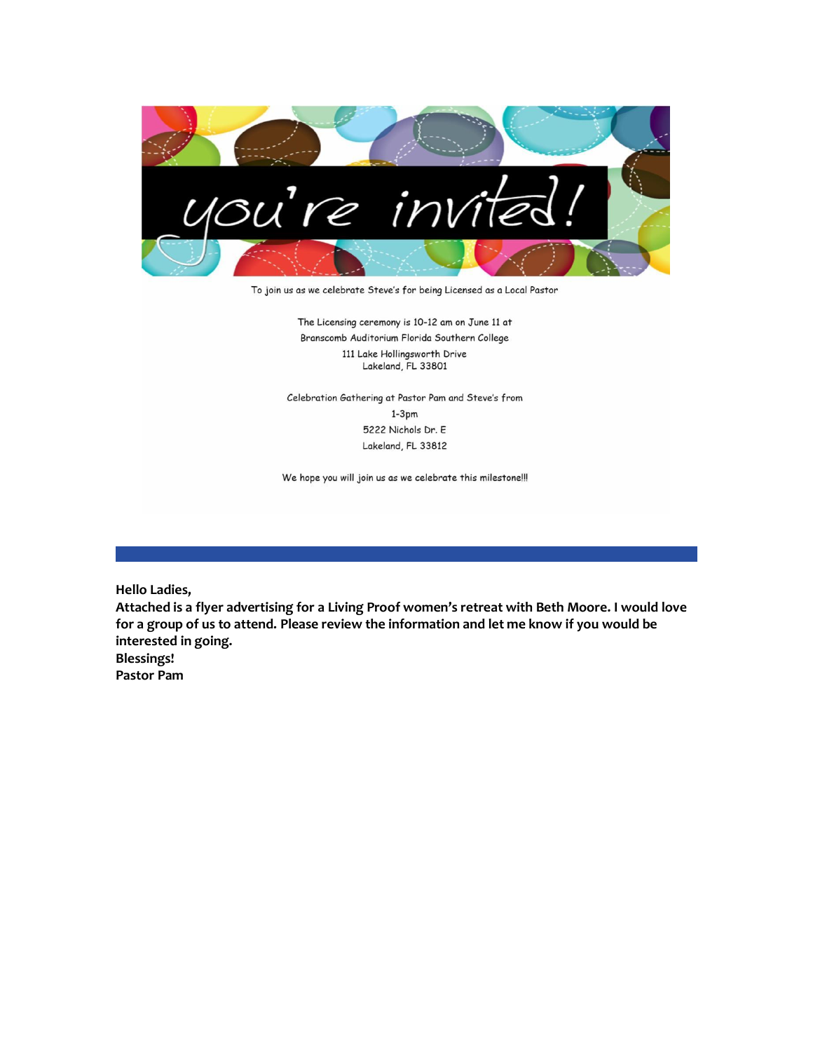# you're invited!

To join us as we celebrate Steve's for being Licensed as a Local Pastor

The Licensing ceremony is 10-12 am on June 11 at
Branscomb Auditorium Florida Southern College
111 Lake Hollingsworth Drive
Lakeland, FL 33801

Celebration Gathering at Pastor Pam and Steve's from
1-3pm
5222 Nichols Dr. E
Lakeland, FL 33812

We hope you will join us as we celebrate this milestone!!!

---

**Hello Ladies,**
**Attached is a flyer advertising for a Living Proof women's retreat with Beth Moore. I would love for a group of us to attend. Please review the information and let me know if you would be interested in going.**
**Blessings!**
**Pastor Pam**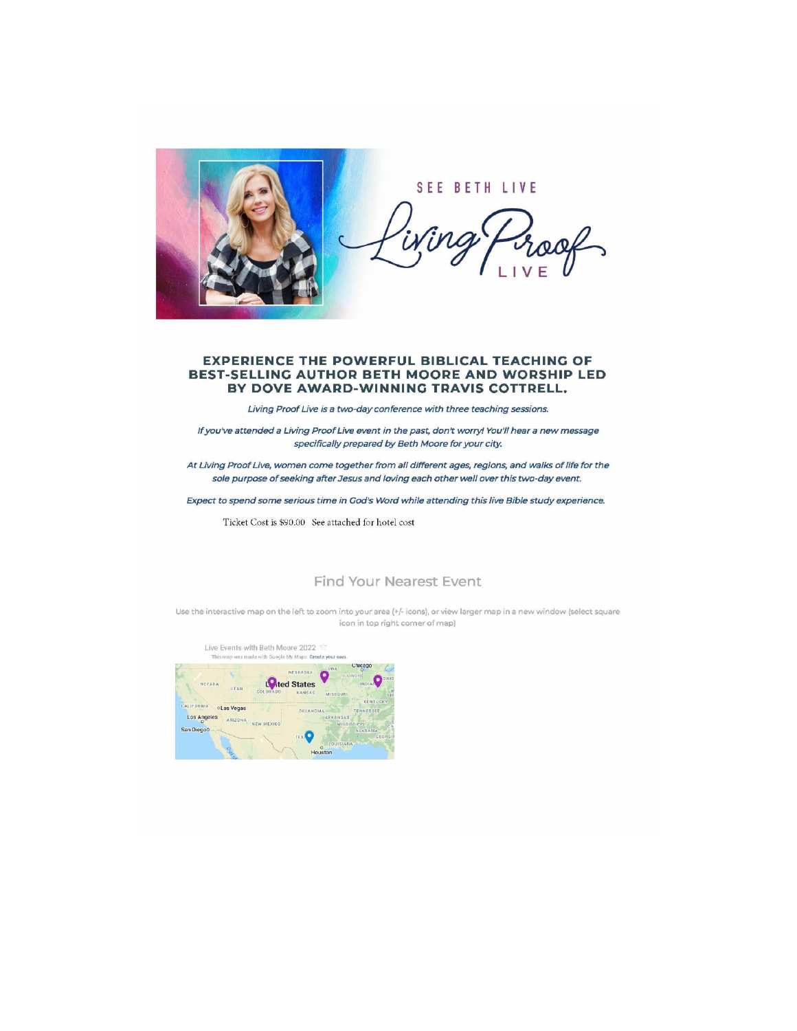SEE BETH LIVE

Living Proof LIVE

**EXPERIENCE THE POWERFUL BIBLICAL TEACHING OF BEST-SELLING AUTHOR BETH MOORE AND WORSHIP LED BY DOVE AWARD-WINNING TRAVIS COTTRELL.**

*Living Proof Live is a two-day conference with three teaching sessions.*

*If you've attended a Living Proof Live event in the past, don't worry! You'll hear a new message specifically prepared by Beth Moore for your city.*

*At Living Proof Live, women come together from all different ages, regions, and walks of life for the sole purpose of seeking after Jesus and loving each other well over this two-day event.*

*Expect to spend some serious time in God's Word while attending this live Bible study experience.*

Ticket Cost is $90.00 See attached for hotel cost

## Find Your Nearest Event

Use the interactive map on the left to zoom into your area (+/- icons), or view larger map in a new window (select square icon in top right corner of map)

Live Events with Beth Moore 2022

This map was made with Google My Maps. Create your own.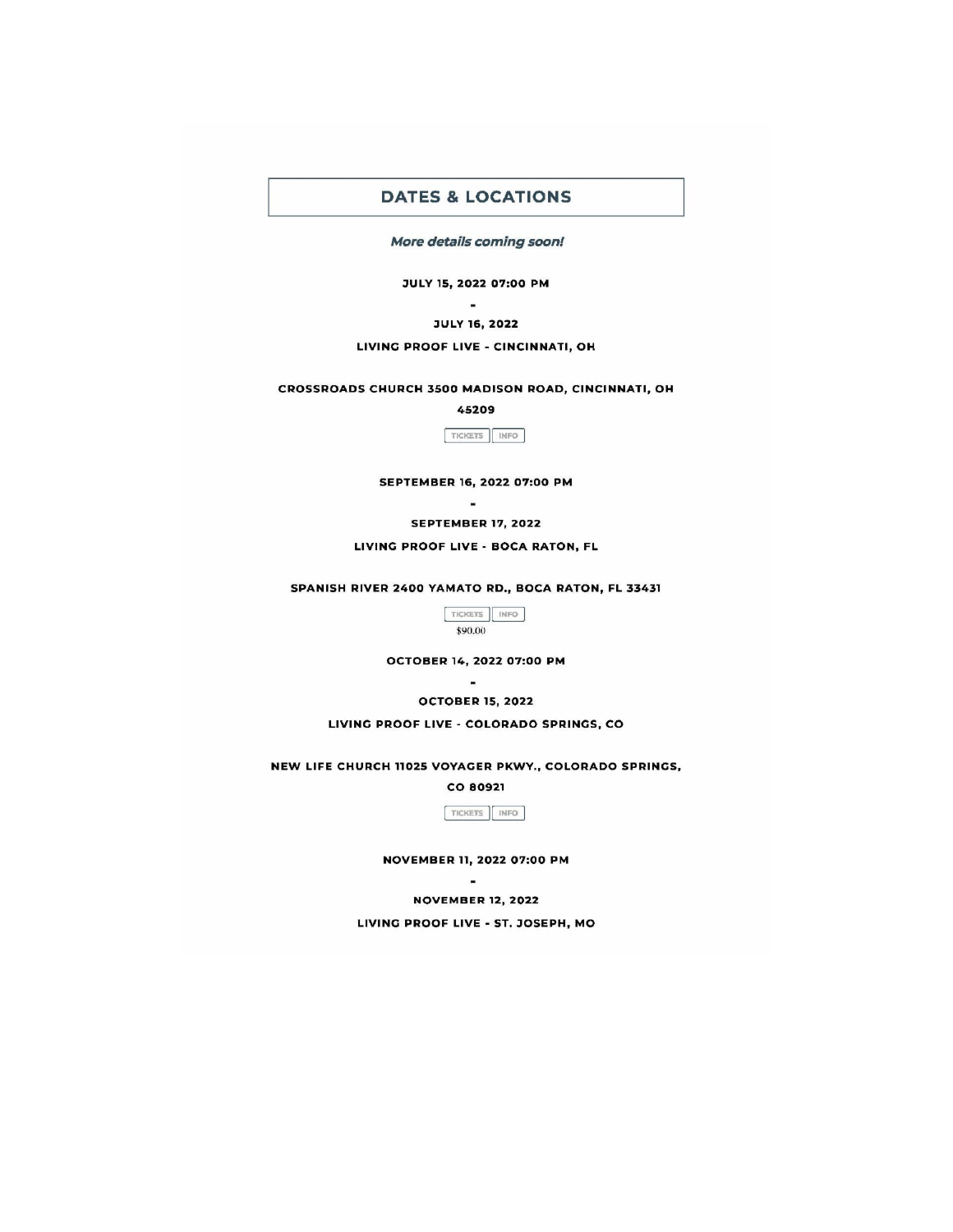## DATES & LOCATIONS

***More details coming soon!***

**JULY 15, 2022 07:00 PM**

**-**

**JULY 16, 2022**

**LIVING PROOF LIVE - CINCINNATI, OH**

**CROSSROADS CHURCH 3500 MADISON ROAD, CINCINNATI, OH 45209**

TICKETS | INFO

**SEPTEMBER 16, 2022 07:00 PM**

**-**

**SEPTEMBER 17, 2022**

**LIVING PROOF LIVE - BOCA RATON, FL**

**SPANISH RIVER 2400 YAMATO RD., BOCA RATON, FL 33431**

TICKETS | INFO

$90.00

**OCTOBER 14, 2022 07:00 PM**

**-**

**OCTOBER 15, 2022**

**LIVING PROOF LIVE - COLORADO SPRINGS, CO**

**NEW LIFE CHURCH 11025 VOYAGER PKWY., COLORADO SPRINGS, CO 80921**

TICKETS | INFO

**NOVEMBER 11, 2022 07:00 PM**

**-**

**NOVEMBER 12, 2022**

**LIVING PROOF LIVE - ST. JOSEPH, MO**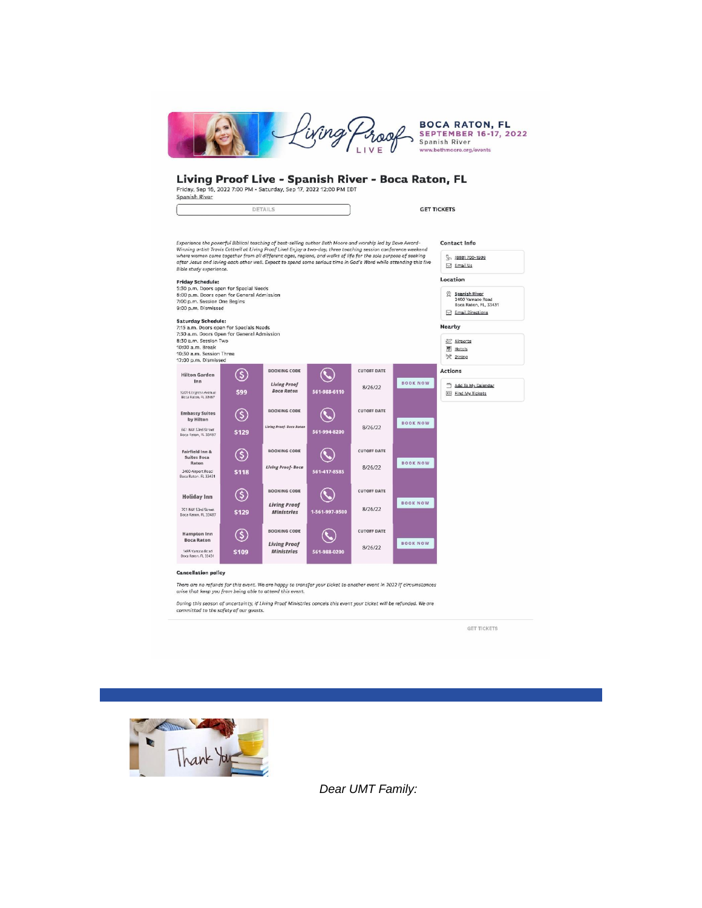BOCA RATON, FL
SEPTEMBER 16-17, 2022
Spanish River
www.bethmoore.org/events

## Living Proof Live - Spanish River - Boca Raton, FL

Friday, Sep 16, 2022 7:00 PM - Saturday, Sep 17, 2022 12:00 PM EDT
Spanish River

DETAILS | GET TICKETS

*Experience the powerful Biblical teaching of best-selling author Beth Moore and worship led by Dove Award-Winning artist Travis Cottrell at Living Proof Live! Enjoy a two-day, three teaching session conference weekend where women come together from all different ages, regions, and walks of life for the sole purpose of seeking after Jesus and loving each other well. Expect to spend some serious time in God's Word while attending this live Bible study experience.*

**Friday Schedule:**
5:30 p.m. Doors open for Special Needs
6:00 p.m. Doors open for General Admission
7:00 p.m. Session One Begins
9:00 p.m. Dismissed

**Saturday Schedule:**
7:15 a.m. Doors open for Specials Needs
7:30 a.m. Doors Open for General Admission
8:30 a.m. Session Two
10:30 a.m. Break
10:50 a.m. Session Three
12:00 p.m. Dismissed

| Hotel | Price | Booking Code | Phone | Cutoff Date | |
|---|---|---|---|---|---|
| Hilton Garden Inn, 8201 Congress Avenue, Boca Raton, FL 33487 | $99 | Living Proof Boca Raton | 561-988-6110 | 8/26/22 | BOOK NOW |
| Embassy Suites by Hilton, 661 NW 53rd Street, Boca Raton, FL 33487 | $129 | Living Proof- Boca Raton | 561-994-8200 | 8/26/22 | BOOK NOW |
| Fairfield Inn & Suites Boca Raton, 3400 Airport Road, Boca Raton, FL 33431 | $118 | Living Proof- Boca | 561-417-8585 | 8/26/22 | BOOK NOW |
| Holiday Inn, 701 NW 53rd Street, Boca Raton, FL 33487 | $129 | Living Proof Ministries | 1-561-997-9500 | 8/26/22 | BOOK NOW |
| Hampton Inn Boca Raton, 1455 Yamato Road, Boca Raton, FL 33431 | $109 | Living Proof Ministries | 561-988-0200 | 8/26/22 | BOOK NOW |

**Cancellation policy**

*There are no refunds for this event. We are happy to transfer your ticket to another event in 2022 if circumstances arise that keep you from being able to attend this event.*

*During this season of uncertainty, if Living Proof Ministries cancels this event your ticket will be refunded. We are committed to the safety of our guests.*

GET TICKETS

**Contact Info**
(888) 700-1599
Email Us

**Location**
Spanish River
2400 Yamato Road
Boca Raton, FL, 33431
Email Directions

**Nearby**
Airports
Hotels
Dining

**Actions**
Add To My Calendar
Find My Tickets

*Dear UMT Family:*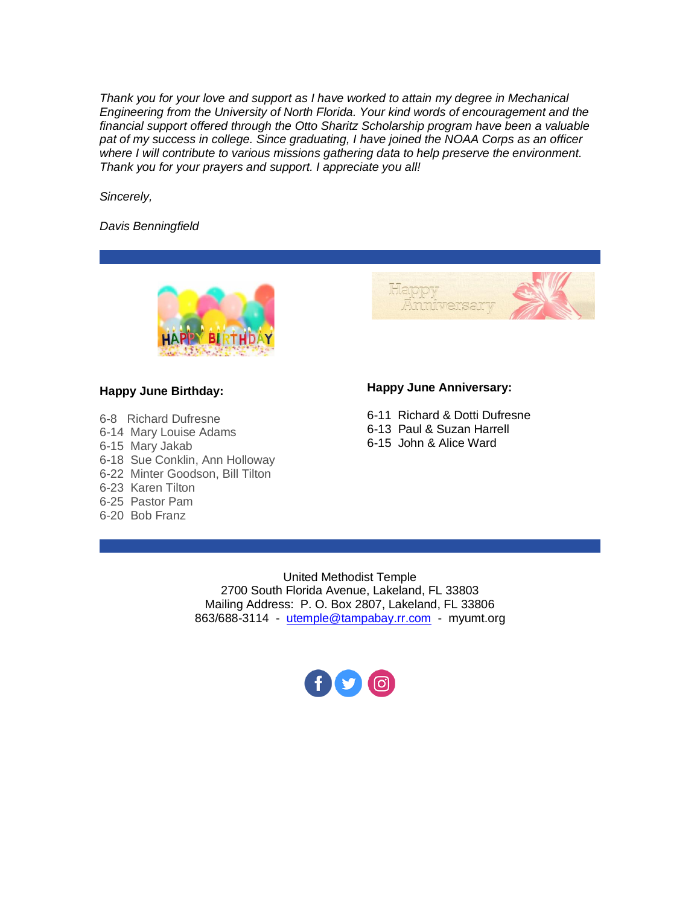*Thank you for your love and support as I have worked to attain my degree in Mechanical Engineering from the University of North Florida. Your kind words of encouragement and the financial support offered through the Otto Sharitz Scholarship program have been a valuable pat of my success in college. Since graduating, I have joined the NOAA Corps as an officer where I will contribute to various missions gathering data to help preserve the environment. Thank you for your prayers and support. I appreciate you all!*

*Sincerely,*

*Davis Benningfield*

---

**Happy June Birthday:**

6-8 Richard Dufresne
6-14 Mary Louise Adams
6-15 Mary Jakab
6-18 Sue Conklin, Ann Holloway
6-22 Minter Goodson, Bill Tilton
6-23 Karen Tilton
6-25 Pastor Pam
6-20 Bob Franz

**Happy June Anniversary:**

6-11 Richard & Dotti Dufresne
6-13 Paul & Suzan Harrell
6-15 John & Alice Ward

---

United Methodist Temple
2700 South Florida Avenue, Lakeland, FL 33803
Mailing Address: P. O. Box 2807, Lakeland, FL 33806
863/688-3114 - utemple@tampabay.rr.com - myumt.org